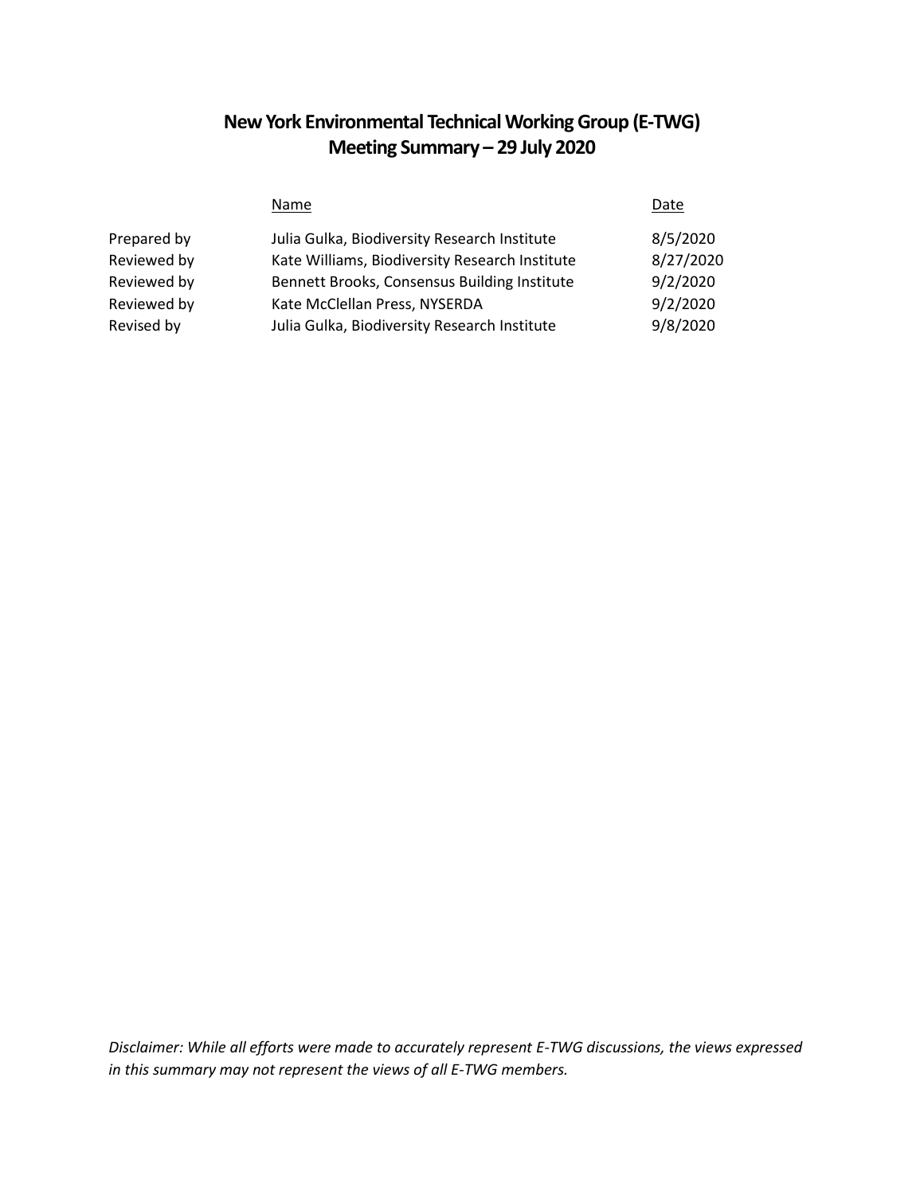# New York Environmental Technical Working Group (E-TWG)
# Meeting Summary – 29 July 2020

| | Name | Date |
|---|---|---|
| Prepared by | Julia Gulka, Biodiversity Research Institute | 8/5/2020 |
| Reviewed by | Kate Williams, Biodiversity Research Institute | 8/27/2020 |
| Reviewed by | Bennett Brooks, Consensus Building Institute | 9/2/2020 |
| Reviewed by | Kate McClellan Press, NYSERDA | 9/2/2020 |
| Revised by | Julia Gulka, Biodiversity Research Institute | 9/8/2020 |

*Disclaimer: While all efforts were made to accurately represent E-TWG discussions, the views expressed in this summary may not represent the views of all E-TWG members.*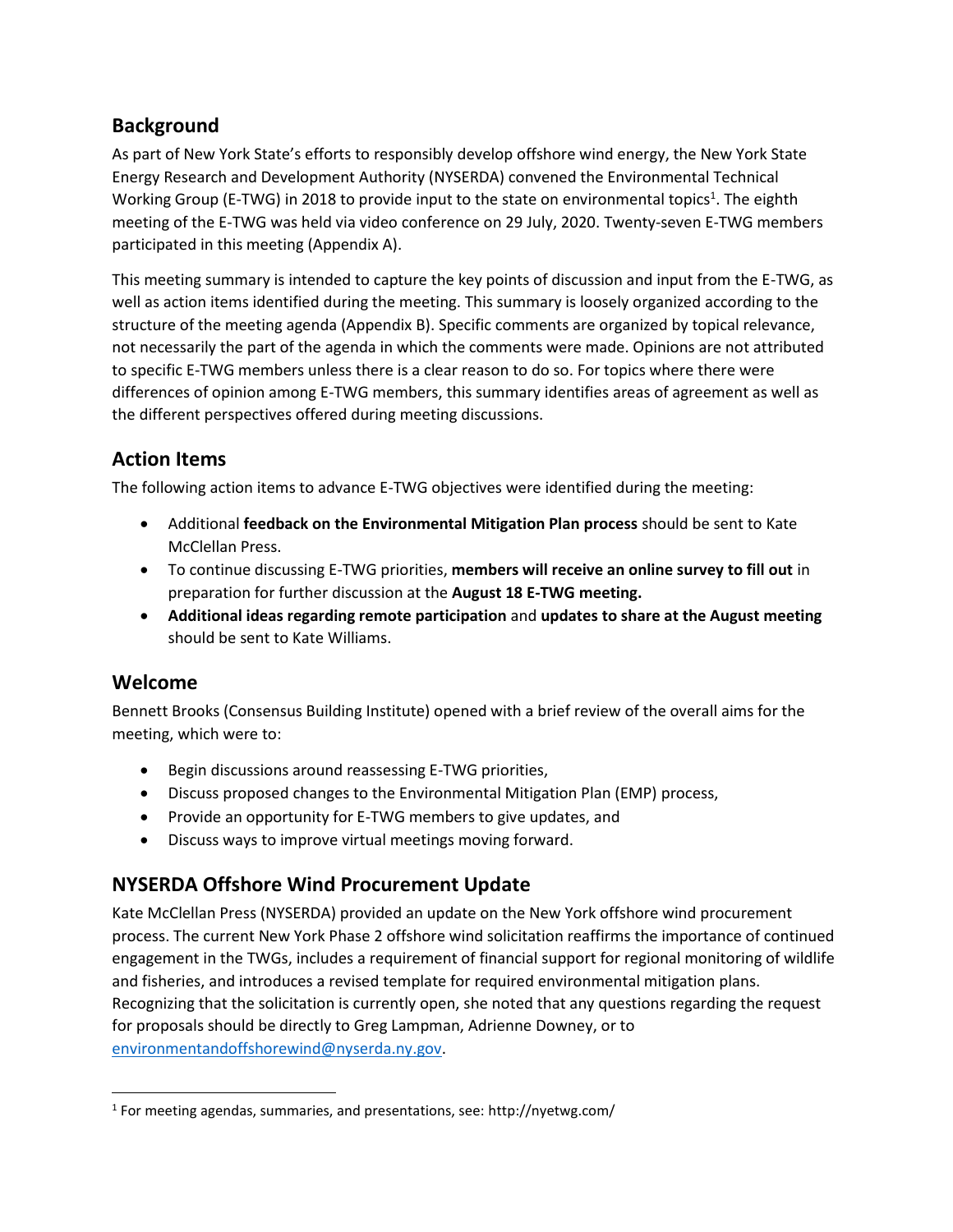## Background

As part of New York State's efforts to responsibly develop offshore wind energy, the New York State Energy Research and Development Authority (NYSERDA) convened the Environmental Technical Working Group (E-TWG) in 2018 to provide input to the state on environmental topics[1]. The eighth meeting of the E-TWG was held via video conference on 29 July, 2020. Twenty-seven E-TWG members participated in this meeting (Appendix A).

This meeting summary is intended to capture the key points of discussion and input from the E-TWG, as well as action items identified during the meeting. This summary is loosely organized according to the structure of the meeting agenda (Appendix B). Specific comments are organized by topical relevance, not necessarily the part of the agenda in which the comments were made. Opinions are not attributed to specific E-TWG members unless there is a clear reason to do so. For topics where there were differences of opinion among E-TWG members, this summary identifies areas of agreement as well as the different perspectives offered during meeting discussions.

## Action Items

The following action items to advance E-TWG objectives were identified during the meeting:

- Additional **feedback on the Environmental Mitigation Plan process** should be sent to Kate McClellan Press.
- To continue discussing E-TWG priorities, **members will receive an online survey to fill out** in preparation for further discussion at the **August 18 E-TWG meeting.**
- **Additional ideas regarding remote participation** and **updates to share at the August meeting** should be sent to Kate Williams.

## Welcome

Bennett Brooks (Consensus Building Institute) opened with a brief review of the overall aims for the meeting, which were to:

- Begin discussions around reassessing E-TWG priorities,
- Discuss proposed changes to the Environmental Mitigation Plan (EMP) process,
- Provide an opportunity for E-TWG members to give updates, and
- Discuss ways to improve virtual meetings moving forward.

## NYSERDA Offshore Wind Procurement Update

Kate McClellan Press (NYSERDA) provided an update on the New York offshore wind procurement process. The current New York Phase 2 offshore wind solicitation reaffirms the importance of continued engagement in the TWGs, includes a requirement of financial support for regional monitoring of wildlife and fisheries, and introduces a revised template for required environmental mitigation plans. Recognizing that the solicitation is currently open, she noted that any questions regarding the request for proposals should be directly to Greg Lampman, Adrienne Downey, or to environmentandoffshorewind@nyserda.ny.gov.

[1] For meeting agendas, summaries, and presentations, see: http://nyetwg.com/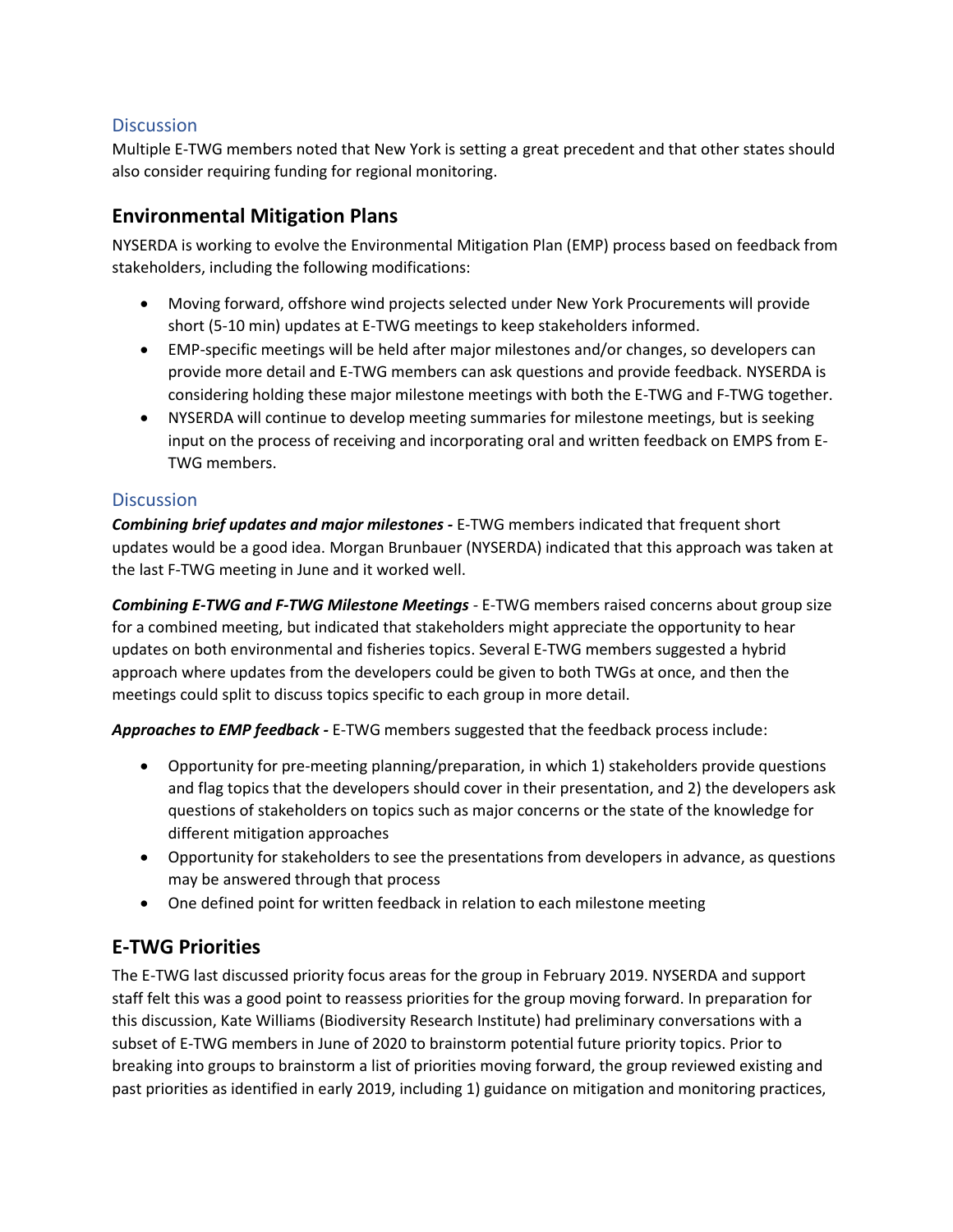### Discussion

Multiple E-TWG members noted that New York is setting a great precedent and that other states should also consider requiring funding for regional monitoring.

## Environmental Mitigation Plans

NYSERDA is working to evolve the Environmental Mitigation Plan (EMP) process based on feedback from stakeholders, including the following modifications:

- Moving forward, offshore wind projects selected under New York Procurements will provide short (5-10 min) updates at E-TWG meetings to keep stakeholders informed.
- EMP-specific meetings will be held after major milestones and/or changes, so developers can provide more detail and E-TWG members can ask questions and provide feedback. NYSERDA is considering holding these major milestone meetings with both the E-TWG and F-TWG together.
- NYSERDA will continue to develop meeting summaries for milestone meetings, but is seeking input on the process of receiving and incorporating oral and written feedback on EMPS from E-TWG members.

### Discussion

***Combining brief updates and major milestones -*** E-TWG members indicated that frequent short updates would be a good idea. Morgan Brunbauer (NYSERDA) indicated that this approach was taken at the last F-TWG meeting in June and it worked well.

***Combining E-TWG and F-TWG Milestone Meetings*** - E-TWG members raised concerns about group size for a combined meeting, but indicated that stakeholders might appreciate the opportunity to hear updates on both environmental and fisheries topics. Several E-TWG members suggested a hybrid approach where updates from the developers could be given to both TWGs at once, and then the meetings could split to discuss topics specific to each group in more detail.

***Approaches to EMP feedback -*** E-TWG members suggested that the feedback process include:

- Opportunity for pre-meeting planning/preparation, in which 1) stakeholders provide questions and flag topics that the developers should cover in their presentation, and 2) the developers ask questions of stakeholders on topics such as major concerns or the state of the knowledge for different mitigation approaches
- Opportunity for stakeholders to see the presentations from developers in advance, as questions may be answered through that process
- One defined point for written feedback in relation to each milestone meeting

## E-TWG Priorities

The E-TWG last discussed priority focus areas for the group in February 2019. NYSERDA and support staff felt this was a good point to reassess priorities for the group moving forward. In preparation for this discussion, Kate Williams (Biodiversity Research Institute) had preliminary conversations with a subset of E-TWG members in June of 2020 to brainstorm potential future priority topics. Prior to breaking into groups to brainstorm a list of priorities moving forward, the group reviewed existing and past priorities as identified in early 2019, including 1) guidance on mitigation and monitoring practices,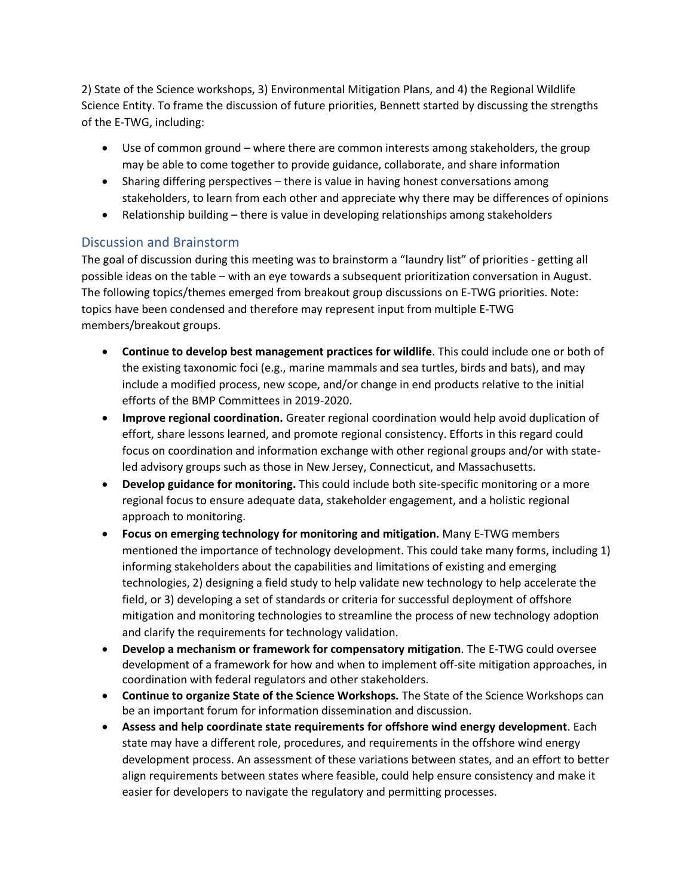2) State of the Science workshops, 3) Environmental Mitigation Plans, and 4) the Regional Wildlife Science Entity. To frame the discussion of future priorities, Bennett started by discussing the strengths of the E-TWG, including:

- Use of common ground – where there are common interests among stakeholders, the group may be able to come together to provide guidance, collaborate, and share information
- Sharing differing perspectives – there is value in having honest conversations among stakeholders, to learn from each other and appreciate why there may be differences of opinions
- Relationship building – there is value in developing relationships among stakeholders

## Discussion and Brainstorm

The goal of discussion during this meeting was to brainstorm a "laundry list" of priorities - getting all possible ideas on the table – with an eye towards a subsequent prioritization conversation in August. The following topics/themes emerged from breakout group discussions on E-TWG priorities. Note: topics have been condensed and therefore may represent input from multiple E-TWG members/breakout groups.

- **Continue to develop best management practices for wildlife**. This could include one or both of the existing taxonomic foci (e.g., marine mammals and sea turtles, birds and bats), and may include a modified process, new scope, and/or change in end products relative to the initial efforts of the BMP Committees in 2019-2020.
- **Improve regional coordination.** Greater regional coordination would help avoid duplication of effort, share lessons learned, and promote regional consistency. Efforts in this regard could focus on coordination and information exchange with other regional groups and/or with state-led advisory groups such as those in New Jersey, Connecticut, and Massachusetts.
- **Develop guidance for monitoring.** This could include both site-specific monitoring or a more regional focus to ensure adequate data, stakeholder engagement, and a holistic regional approach to monitoring.
- **Focus on emerging technology for monitoring and mitigation.** Many E-TWG members mentioned the importance of technology development. This could take many forms, including 1) informing stakeholders about the capabilities and limitations of existing and emerging technologies, 2) designing a field study to help validate new technology to help accelerate the field, or 3) developing a set of standards or criteria for successful deployment of offshore mitigation and monitoring technologies to streamline the process of new technology adoption and clarify the requirements for technology validation.
- **Develop a mechanism or framework for compensatory mitigation**. The E-TWG could oversee development of a framework for how and when to implement off-site mitigation approaches, in coordination with federal regulators and other stakeholders.
- **Continue to organize State of the Science Workshops.** The State of the Science Workshops can be an important forum for information dissemination and discussion.
- **Assess and help coordinate state requirements for offshore wind energy development**. Each state may have a different role, procedures, and requirements in the offshore wind energy development process. An assessment of these variations between states, and an effort to better align requirements between states where feasible, could help ensure consistency and make it easier for developers to navigate the regulatory and permitting processes.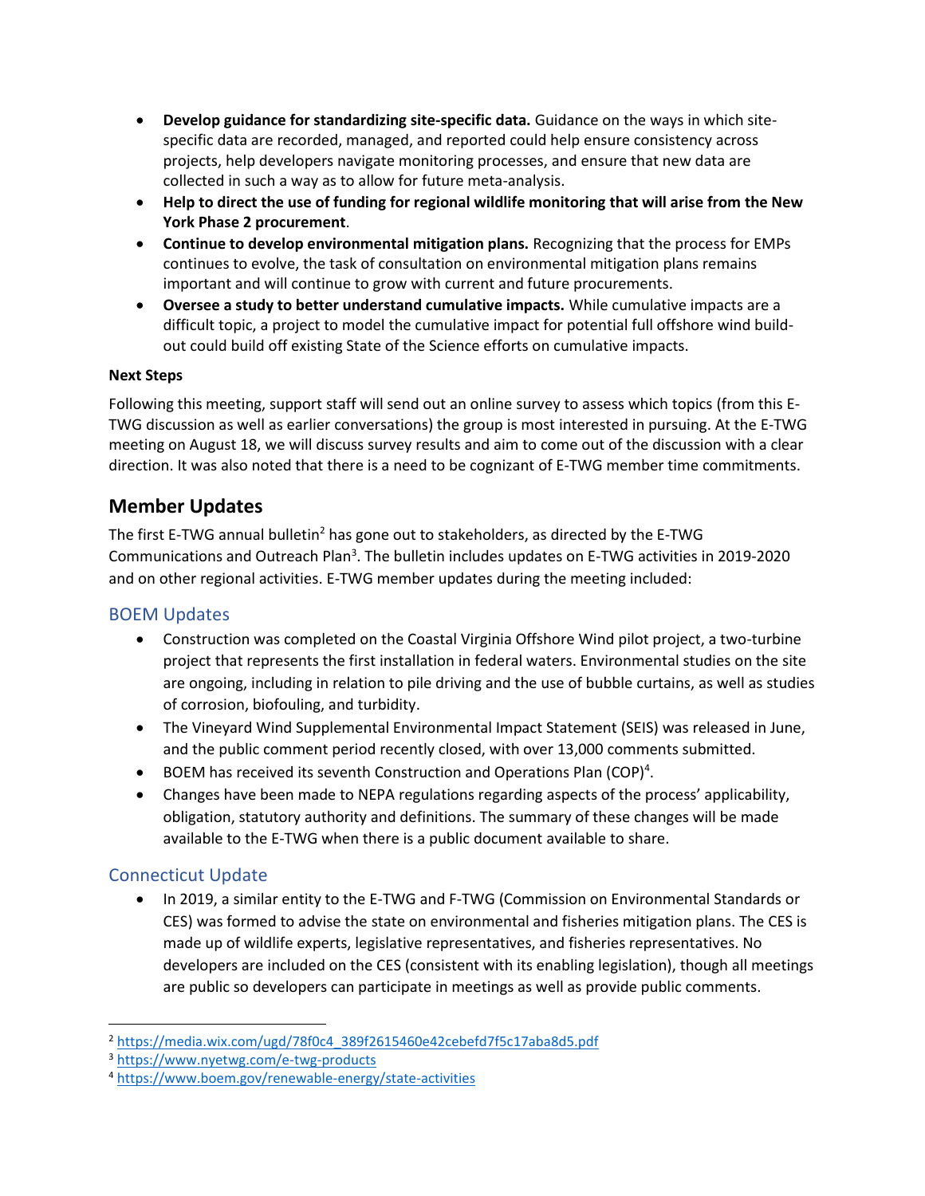- **Develop guidance for standardizing site-specific data.** Guidance on the ways in which site-specific data are recorded, managed, and reported could help ensure consistency across projects, help developers navigate monitoring processes, and ensure that new data are collected in such a way as to allow for future meta-analysis.
- **Help to direct the use of funding for regional wildlife monitoring that will arise from the New York Phase 2 procurement**.
- **Continue to develop environmental mitigation plans.** Recognizing that the process for EMPs continues to evolve, the task of consultation on environmental mitigation plans remains important and will continue to grow with current and future procurements.
- **Oversee a study to better understand cumulative impacts.** While cumulative impacts are a difficult topic, a project to model the cumulative impact for potential full offshore wind build-out could build off existing State of the Science efforts on cumulative impacts.

#### Next Steps

Following this meeting, support staff will send out an online survey to assess which topics (from this E-TWG discussion as well as earlier conversations) the group is most interested in pursuing. At the E-TWG meeting on August 18, we will discuss survey results and aim to come out of the discussion with a clear direction. It was also noted that there is a need to be cognizant of E-TWG member time commitments.

## Member Updates

The first E-TWG annual bulletin[2] has gone out to stakeholders, as directed by the E-TWG Communications and Outreach Plan[3]. The bulletin includes updates on E-TWG activities in 2019-2020 and on other regional activities. E-TWG member updates during the meeting included:

### BOEM Updates

- Construction was completed on the Coastal Virginia Offshore Wind pilot project, a two-turbine project that represents the first installation in federal waters. Environmental studies on the site are ongoing, including in relation to pile driving and the use of bubble curtains, as well as studies of corrosion, biofouling, and turbidity.
- The Vineyard Wind Supplemental Environmental Impact Statement (SEIS) was released in June, and the public comment period recently closed, with over 13,000 comments submitted.
- BOEM has received its seventh Construction and Operations Plan (COP)[4].
- Changes have been made to NEPA regulations regarding aspects of the process' applicability, obligation, statutory authority and definitions. The summary of these changes will be made available to the E-TWG when there is a public document available to share.

### Connecticut Update

- In 2019, a similar entity to the E-TWG and F-TWG (Commission on Environmental Standards or CES) was formed to advise the state on environmental and fisheries mitigation plans. The CES is made up of wildlife experts, legislative representatives, and fisheries representatives. No developers are included on the CES (consistent with its enabling legislation), though all meetings are public so developers can participate in meetings as well as provide public comments.

---

[2] https://media.wix.com/ugd/78f0c4_389f2615460e42cebefd7f5c17aba8d5.pdf

[3] https://www.nyetwg.com/e-twg-products

[4] https://www.boem.gov/renewable-energy/state-activities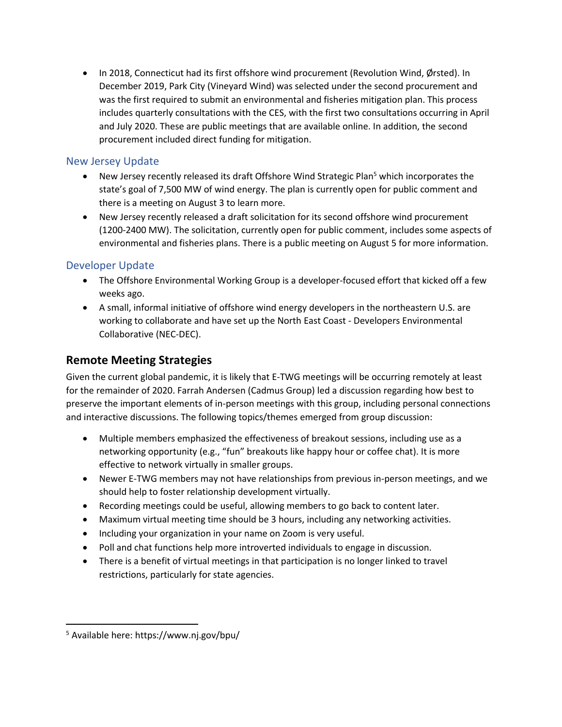- In 2018, Connecticut had its first offshore wind procurement (Revolution Wind, Ørsted). In December 2019, Park City (Vineyard Wind) was selected under the second procurement and was the first required to submit an environmental and fisheries mitigation plan. This process includes quarterly consultations with the CES, with the first two consultations occurring in April and July 2020. These are public meetings that are available online. In addition, the second procurement included direct funding for mitigation.

### New Jersey Update

- New Jersey recently released its draft Offshore Wind Strategic Plan[5] which incorporates the state's goal of 7,500 MW of wind energy. The plan is currently open for public comment and there is a meeting on August 3 to learn more.
- New Jersey recently released a draft solicitation for its second offshore wind procurement (1200-2400 MW). The solicitation, currently open for public comment, includes some aspects of environmental and fisheries plans. There is a public meeting on August 5 for more information.

### Developer Update

- The Offshore Environmental Working Group is a developer-focused effort that kicked off a few weeks ago.
- A small, informal initiative of offshore wind energy developers in the northeastern U.S. are working to collaborate and have set up the North East Coast - Developers Environmental Collaborative (NEC-DEC).

## Remote Meeting Strategies

Given the current global pandemic, it is likely that E-TWG meetings will be occurring remotely at least for the remainder of 2020. Farrah Andersen (Cadmus Group) led a discussion regarding how best to preserve the important elements of in-person meetings with this group, including personal connections and interactive discussions. The following topics/themes emerged from group discussion:

- Multiple members emphasized the effectiveness of breakout sessions, including use as a networking opportunity (e.g., "fun" breakouts like happy hour or coffee chat). It is more effective to network virtually in smaller groups.
- Newer E-TWG members may not have relationships from previous in-person meetings, and we should help to foster relationship development virtually.
- Recording meetings could be useful, allowing members to go back to content later.
- Maximum virtual meeting time should be 3 hours, including any networking activities.
- Including your organization in your name on Zoom is very useful.
- Poll and chat functions help more introverted individuals to engage in discussion.
- There is a benefit of virtual meetings in that participation is no longer linked to travel restrictions, particularly for state agencies.

[5] Available here: https://www.nj.gov/bpu/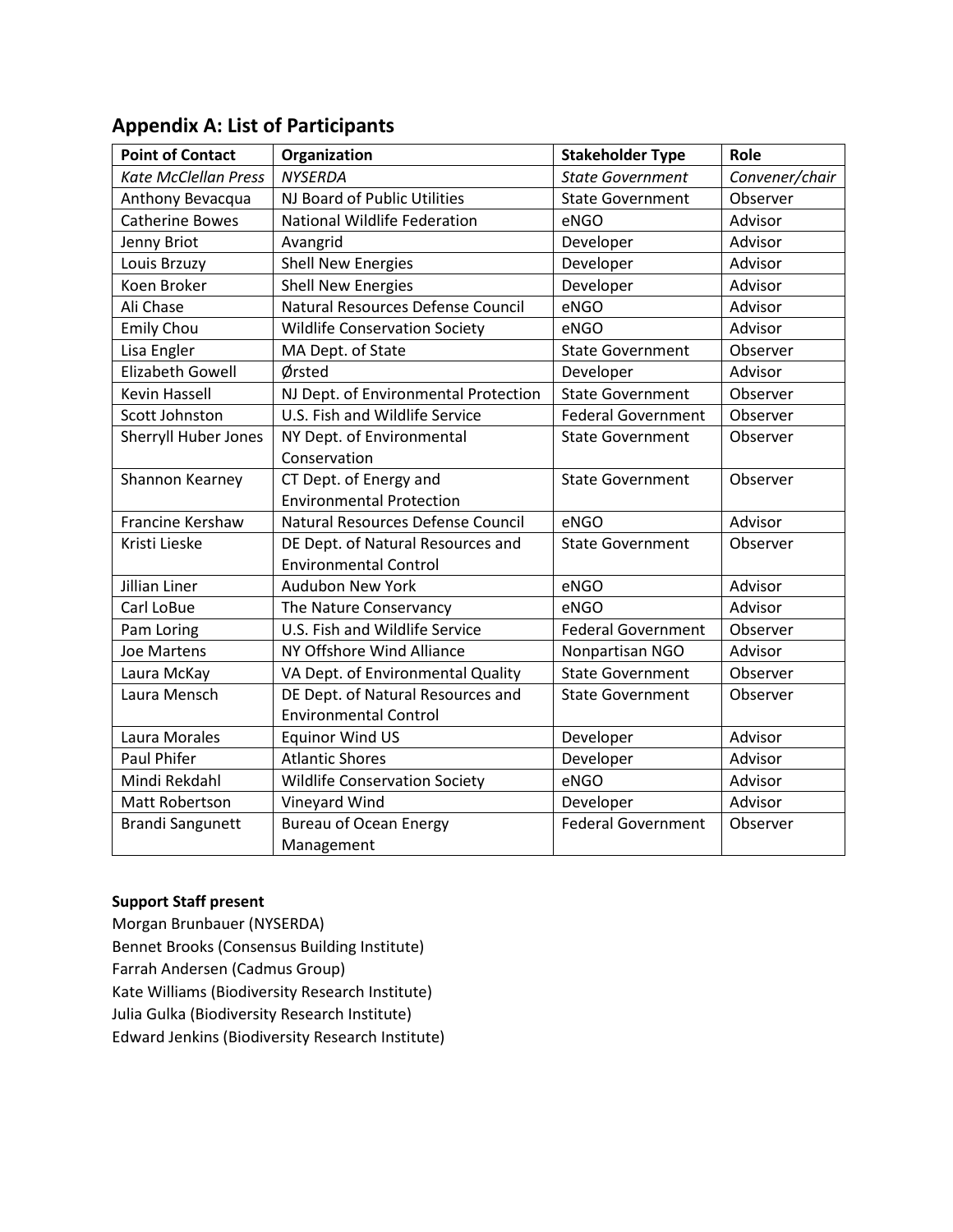## Appendix A: List of Participants

| Point of Contact | Organization | Stakeholder Type | Role |
|---|---|---|---|
| *Kate McClellan Press* | *NYSERDA* | *State Government* | *Convener/chair* |
| Anthony Bevacqua | NJ Board of Public Utilities | State Government | Observer |
| Catherine Bowes | National Wildlife Federation | eNGO | Advisor |
| Jenny Briot | Avangrid | Developer | Advisor |
| Louis Brzuzy | Shell New Energies | Developer | Advisor |
| Koen Broker | Shell New Energies | Developer | Advisor |
| Ali Chase | Natural Resources Defense Council | eNGO | Advisor |
| Emily Chou | Wildlife Conservation Society | eNGO | Advisor |
| Lisa Engler | MA Dept. of State | State Government | Observer |
| Elizabeth Gowell | Ørsted | Developer | Advisor |
| Kevin Hassell | NJ Dept. of Environmental Protection | State Government | Observer |
| Scott Johnston | U.S. Fish and Wildlife Service | Federal Government | Observer |
| Sherryll Huber Jones | NY Dept. of Environmental Conservation | State Government | Observer |
| Shannon Kearney | CT Dept. of Energy and Environmental Protection | State Government | Observer |
| Francine Kershaw | Natural Resources Defense Council | eNGO | Advisor |
| Kristi Lieske | DE Dept. of Natural Resources and Environmental Control | State Government | Observer |
| Jillian Liner | Audubon New York | eNGO | Advisor |
| Carl LoBue | The Nature Conservancy | eNGO | Advisor |
| Pam Loring | U.S. Fish and Wildlife Service | Federal Government | Observer |
| Joe Martens | NY Offshore Wind Alliance | Nonpartisan NGO | Advisor |
| Laura McKay | VA Dept. of Environmental Quality | State Government | Observer |
| Laura Mensch | DE Dept. of Natural Resources and Environmental Control | State Government | Observer |
| Laura Morales | Equinor Wind US | Developer | Advisor |
| Paul Phifer | Atlantic Shores | Developer | Advisor |
| Mindi Rekdahl | Wildlife Conservation Society | eNGO | Advisor |
| Matt Robertson | Vineyard Wind | Developer | Advisor |
| Brandi Sangunett | Bureau of Ocean Energy Management | Federal Government | Observer |

**Support Staff present**

Morgan Brunbauer (NYSERDA)
Bennet Brooks (Consensus Building Institute)
Farrah Andersen (Cadmus Group)
Kate Williams (Biodiversity Research Institute)
Julia Gulka (Biodiversity Research Institute)
Edward Jenkins (Biodiversity Research Institute)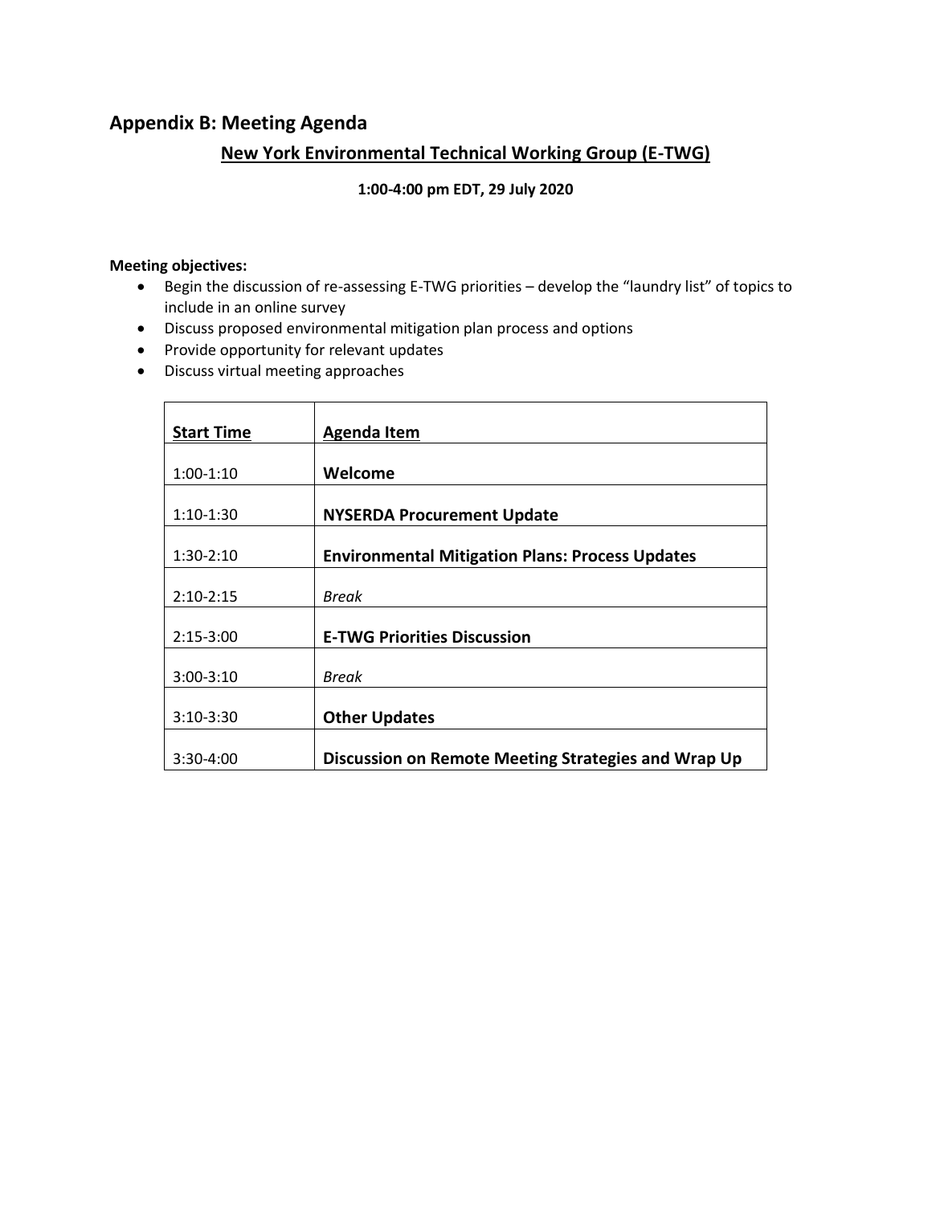## Appendix B: Meeting Agenda

### New York Environmental Technical Working Group (E-TWG)

**1:00-4:00 pm EDT, 29 July 2020**

**Meeting objectives:**

- Begin the discussion of re-assessing E-TWG priorities – develop the "laundry list" of topics to include in an online survey
- Discuss proposed environmental mitigation plan process and options
- Provide opportunity for relevant updates
- Discuss virtual meeting approaches

| Start Time | Agenda Item |
|---|---|
| 1:00-1:10 | **Welcome** |
| 1:10-1:30 | **NYSERDA Procurement Update** |
| 1:30-2:10 | **Environmental Mitigation Plans: Process Updates** |
| 2:10-2:15 | *Break* |
| 2:15-3:00 | **E-TWG Priorities Discussion** |
| 3:00-3:10 | *Break* |
| 3:10-3:30 | **Other Updates** |
| 3:30-4:00 | **Discussion on Remote Meeting Strategies and Wrap Up** |